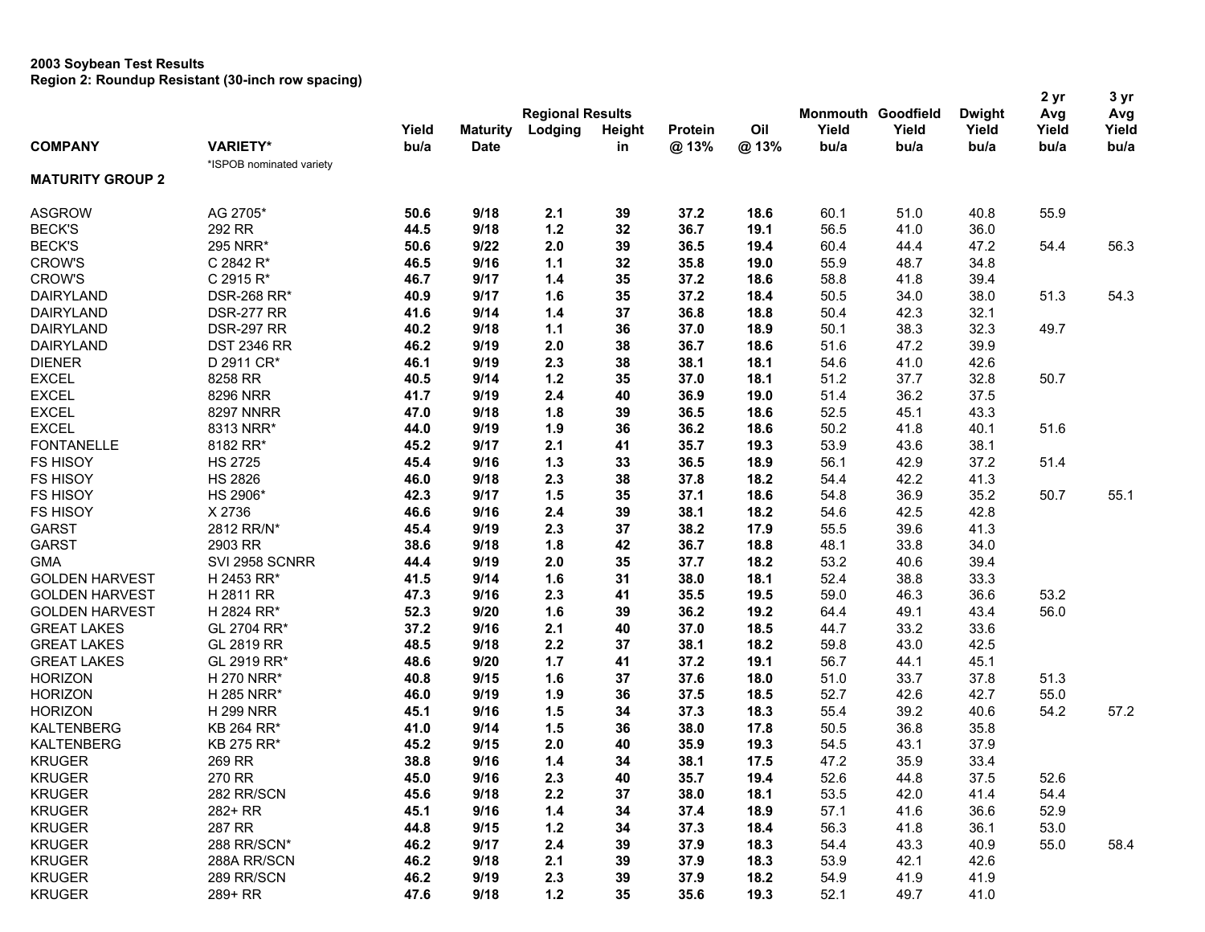**2003 Soybean Test Results**
**Region 2: Roundup Resistant (30-inch row spacing)**

| COMPANY | VARIETY* | Yield bu/a | Maturity Date | Regional Results Lodging | Height in | Protein @ 13% | Oil @ 13% | Monmouth Yield bu/a | Goodfield Yield bu/a | Dwight Yield bu/a | 2 yr Avg Yield bu/a | 3 yr Avg Yield bu/a |
|---|---|---|---|---|---|---|---|---|---|---|---|---|
| | *ISPOB nominated variety | | | | | | | | | | | |
| **MATURITY GROUP 2** | | | | | | | | | | | | |
| ASGROW | AG 2705* | **50.6** | **9/18** | **2.1** | **39** | **37.2** | **18.6** | 60.1 | 51.0 | 40.8 | 55.9 | |
| BECK'S | 292 RR | **44.5** | **9/18** | **1.2** | **32** | **36.7** | **19.1** | 56.5 | 41.0 | 36.0 | | |
| BECK'S | 295 NRR* | **50.6** | **9/22** | **2.0** | **39** | **36.5** | **19.4** | 60.4 | 44.4 | 47.2 | 54.4 | 56.3 |
| CROW'S | C 2842 R* | **46.5** | **9/16** | **1.1** | **32** | **35.8** | **19.0** | 55.9 | 48.7 | 34.8 | | |
| CROW'S | C 2915 R* | **46.7** | **9/17** | **1.4** | **35** | **37.2** | **18.6** | 58.8 | 41.8 | 39.4 | | |
| DAIRYLAND | DSR-268 RR* | **40.9** | **9/17** | **1.6** | **35** | **37.2** | **18.4** | 50.5 | 34.0 | 38.0 | 51.3 | 54.3 |
| DAIRYLAND | DSR-277 RR | **41.6** | **9/14** | **1.4** | **37** | **36.8** | **18.8** | 50.4 | 42.3 | 32.1 | | |
| DAIRYLAND | DSR-297 RR | **40.2** | **9/18** | **1.1** | **36** | **37.0** | **18.9** | 50.1 | 38.3 | 32.3 | 49.7 | |
| DAIRYLAND | DST 2346 RR | **46.2** | **9/19** | **2.0** | **38** | **36.7** | **18.6** | 51.6 | 47.2 | 39.9 | | |
| DIENER | D 2911 CR* | **46.1** | **9/19** | **2.3** | **38** | **38.1** | **18.1** | 54.6 | 41.0 | 42.6 | | |
| EXCEL | 8258 RR | **40.5** | **9/14** | **1.2** | **35** | **37.0** | **18.1** | 51.2 | 37.7 | 32.8 | 50.7 | |
| EXCEL | 8296 NRR | **41.7** | **9/19** | **2.4** | **40** | **36.9** | **19.0** | 51.4 | 36.2 | 37.5 | | |
| EXCEL | 8297 NNRR | **47.0** | **9/18** | **1.8** | **39** | **36.5** | **18.6** | 52.5 | 45.1 | 43.3 | | |
| EXCEL | 8313 NRR* | **44.0** | **9/19** | **1.9** | **36** | **36.2** | **18.6** | 50.2 | 41.8 | 40.1 | 51.6 | |
| FONTANELLE | 8182 RR* | **45.2** | **9/17** | **2.1** | **41** | **35.7** | **19.3** | 53.9 | 43.6 | 38.1 | | |
| FS HISOY | HS 2725 | **45.4** | **9/16** | **1.3** | **33** | **36.5** | **18.9** | 56.1 | 42.9 | 37.2 | 51.4 | |
| FS HISOY | HS 2826 | **46.0** | **9/18** | **2.3** | **38** | **37.8** | **18.2** | 54.4 | 42.2 | 41.3 | | |
| FS HISOY | HS 2906* | **42.3** | **9/17** | **1.5** | **35** | **37.1** | **18.6** | 54.8 | 36.9 | 35.2 | 50.7 | 55.1 |
| FS HISOY | X 2736 | **46.6** | **9/16** | **2.4** | **39** | **38.1** | **18.2** | 54.6 | 42.5 | 42.8 | | |
| GARST | 2812 RR/N* | **45.4** | **9/19** | **2.3** | **37** | **38.2** | **17.9** | 55.5 | 39.6 | 41.3 | | |
| GARST | 2903 RR | **38.6** | **9/18** | **1.8** | **42** | **36.7** | **18.8** | 48.1 | 33.8 | 34.0 | | |
| GMA | SVI 2958 SCNRR | **44.4** | **9/19** | **2.0** | **35** | **37.7** | **18.2** | 53.2 | 40.6 | 39.4 | | |
| GOLDEN HARVEST | H 2453 RR* | **41.5** | **9/14** | **1.6** | **31** | **38.0** | **18.1** | 52.4 | 38.8 | 33.3 | | |
| GOLDEN HARVEST | H 2811 RR | **47.3** | **9/16** | **2.3** | **41** | **35.5** | **19.5** | 59.0 | 46.3 | 36.6 | 53.2 | |
| GOLDEN HARVEST | H 2824 RR* | **52.3** | **9/20** | **1.6** | **39** | **36.2** | **19.2** | 64.4 | 49.1 | 43.4 | 56.0 | |
| GREAT LAKES | GL 2704 RR* | **37.2** | **9/16** | **2.1** | **40** | **37.0** | **18.5** | 44.7 | 33.2 | 33.6 | | |
| GREAT LAKES | GL 2819 RR | **48.5** | **9/18** | **2.2** | **37** | **38.1** | **18.2** | 59.8 | 43.0 | 42.5 | | |
| GREAT LAKES | GL 2919 RR* | **48.6** | **9/20** | **1.7** | **41** | **37.2** | **19.1** | 56.7 | 44.1 | 45.1 | | |
| HORIZON | H 270 NRR* | **40.8** | **9/15** | **1.6** | **37** | **37.6** | **18.0** | 51.0 | 33.7 | 37.8 | 51.3 | |
| HORIZON | H 285 NRR* | **46.0** | **9/19** | **1.9** | **36** | **37.5** | **18.5** | 52.7 | 42.6 | 42.7 | 55.0 | |
| HORIZON | H 299 NRR | **45.1** | **9/16** | **1.5** | **34** | **37.3** | **18.3** | 55.4 | 39.2 | 40.6 | 54.2 | 57.2 |
| KALTENBERG | KB 264 RR* | **41.0** | **9/14** | **1.5** | **36** | **38.0** | **17.8** | 50.5 | 36.8 | 35.8 | | |
| KALTENBERG | KB 275 RR* | **45.2** | **9/15** | **2.0** | **40** | **35.9** | **19.3** | 54.5 | 43.1 | 37.9 | | |
| KRUGER | 269 RR | **38.8** | **9/16** | **1.4** | **34** | **38.1** | **17.5** | 47.2 | 35.9 | 33.4 | | |
| KRUGER | 270 RR | **45.0** | **9/16** | **2.3** | **40** | **35.7** | **19.4** | 52.6 | 44.8 | 37.5 | 52.6 | |
| KRUGER | 282 RR/SCN | **45.6** | **9/18** | **2.2** | **37** | **38.0** | **18.1** | 53.5 | 42.0 | 41.4 | 54.4 | |
| KRUGER | 282+ RR | **45.1** | **9/16** | **1.4** | **34** | **37.4** | **18.9** | 57.1 | 41.6 | 36.6 | 52.9 | |
| KRUGER | 287 RR | **44.8** | **9/15** | **1.2** | **34** | **37.3** | **18.4** | 56.3 | 41.8 | 36.1 | 53.0 | |
| KRUGER | 288 RR/SCN* | **46.2** | **9/17** | **2.4** | **39** | **37.9** | **18.3** | 54.4 | 43.3 | 40.9 | 55.0 | 58.4 |
| KRUGER | 288A RR/SCN | **46.2** | **9/18** | **2.1** | **39** | **37.9** | **18.3** | 53.9 | 42.1 | 42.6 | | |
| KRUGER | 289 RR/SCN | **46.2** | **9/19** | **2.3** | **39** | **37.9** | **18.2** | 54.9 | 41.9 | 41.9 | | |
| KRUGER | 289+ RR | **47.6** | **9/18** | **1.2** | **35** | **35.6** | **19.3** | 52.1 | 49.7 | 41.0 | | |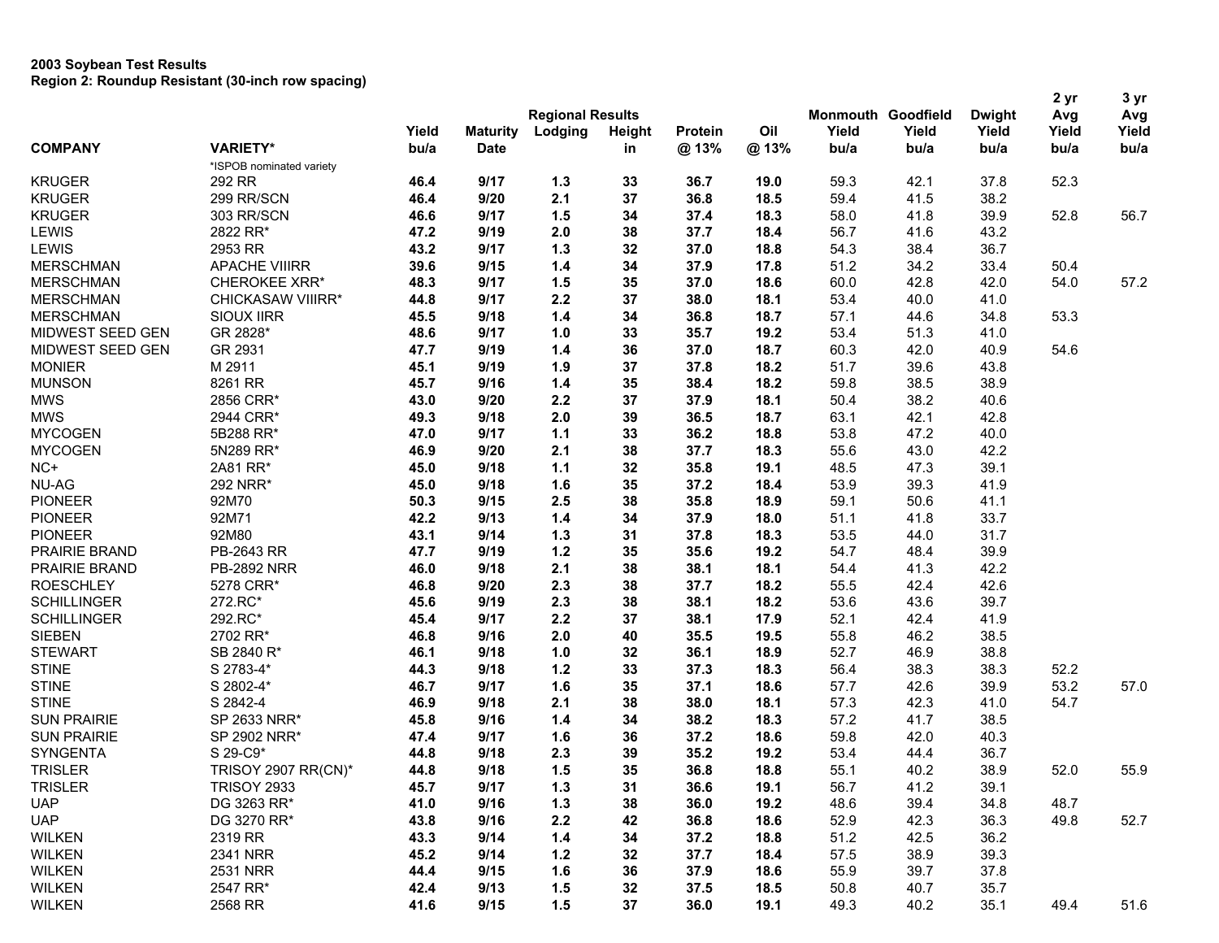**2003 Soybean Test Results**
**Region 2: Roundup Resistant (30-inch row spacing)**

| COMPANY | VARIETY* | Regional Results Yield bu/a | Maturity Date | Lodging | Height in | Protein @ 13% | Oil @ 13% | Monmouth Yield bu/a | Goodfield Yield bu/a | Dwight Yield bu/a | 2 yr Avg Yield bu/a | 3 yr Avg Yield bu/a |
|---|---|---|---|---|---|---|---|---|---|---|---|---|
| | *ISPOB nominated variety | | | | | | | | | | | |
| KRUGER | 292 RR | **46.4** | **9/17** | **1.3** | **33** | **36.7** | **19.0** | 59.3 | 42.1 | 37.8 | 52.3 | |
| KRUGER | 299 RR/SCN | **46.4** | **9/20** | **2.1** | **37** | **36.8** | **18.5** | 59.4 | 41.5 | 38.2 | | |
| KRUGER | 303 RR/SCN | **46.6** | **9/17** | **1.5** | **34** | **37.4** | **18.3** | 58.0 | 41.8 | 39.9 | 52.8 | 56.7 |
| LEWIS | 2822 RR* | **47.2** | **9/19** | **2.0** | **38** | **37.7** | **18.4** | 56.7 | 41.6 | 43.2 | | |
| LEWIS | 2953 RR | **43.2** | **9/17** | **1.3** | **32** | **37.0** | **18.8** | 54.3 | 38.4 | 36.7 | | |
| MERSCHMAN | APACHE VIIIRR | **39.6** | **9/15** | **1.4** | **34** | **37.9** | **17.8** | 51.2 | 34.2 | 33.4 | 50.4 | |
| MERSCHMAN | CHEROKEE XRR* | **48.3** | **9/17** | **1.5** | **35** | **37.0** | **18.6** | 60.0 | 42.8 | 42.0 | 54.0 | 57.2 |
| MERSCHMAN | CHICKASAW VIIIRR* | **44.8** | **9/17** | **2.2** | **37** | **38.0** | **18.1** | 53.4 | 40.0 | 41.0 | | |
| MERSCHMAN | SIOUX IIRR | **45.5** | **9/18** | **1.4** | **34** | **36.8** | **18.7** | 57.1 | 44.6 | 34.8 | 53.3 | |
| MIDWEST SEED GEN | GR 2828* | **48.6** | **9/17** | **1.0** | **33** | **35.7** | **19.2** | 53.4 | 51.3 | 41.0 | | |
| MIDWEST SEED GEN | GR 2931 | **47.7** | **9/19** | **1.4** | **36** | **37.0** | **18.7** | 60.3 | 42.0 | 40.9 | 54.6 | |
| MONIER | M 2911 | **45.1** | **9/19** | **1.9** | **37** | **37.8** | **18.2** | 51.7 | 39.6 | 43.8 | | |
| MUNSON | 8261 RR | **45.7** | **9/16** | **1.4** | **35** | **38.4** | **18.2** | 59.8 | 38.5 | 38.9 | | |
| MWS | 2856 CRR* | **43.0** | **9/20** | **2.2** | **37** | **37.9** | **18.1** | 50.4 | 38.2 | 40.6 | | |
| MWS | 2944 CRR* | **49.3** | **9/18** | **2.0** | **39** | **36.5** | **18.7** | 63.1 | 42.1 | 42.8 | | |
| MYCOGEN | 5B288 RR* | **47.0** | **9/17** | **1.1** | **33** | **36.2** | **18.8** | 53.8 | 47.2 | 40.0 | | |
| MYCOGEN | 5N289 RR* | **46.9** | **9/20** | **2.1** | **38** | **37.7** | **18.3** | 55.6 | 43.0 | 42.2 | | |
| NC+ | 2A81 RR* | **45.0** | **9/18** | **1.1** | **32** | **35.8** | **19.1** | 48.5 | 47.3 | 39.1 | | |
| NU-AG | 292 NRR* | **45.0** | **9/18** | **1.6** | **35** | **37.2** | **18.4** | 53.9 | 39.3 | 41.9 | | |
| PIONEER | 92M70 | **50.3** | **9/15** | **2.5** | **38** | **35.8** | **18.9** | 59.1 | 50.6 | 41.1 | | |
| PIONEER | 92M71 | **42.2** | **9/13** | **1.4** | **34** | **37.9** | **18.0** | 51.1 | 41.8 | 33.7 | | |
| PIONEER | 92M80 | **43.1** | **9/14** | **1.3** | **31** | **37.8** | **18.3** | 53.5 | 44.0 | 31.7 | | |
| PRAIRIE BRAND | PB-2643 RR | **47.7** | **9/19** | **1.2** | **35** | **35.6** | **19.2** | 54.7 | 48.4 | 39.9 | | |
| PRAIRIE BRAND | PB-2892 NRR | **46.0** | **9/18** | **2.1** | **38** | **38.1** | **18.1** | 54.4 | 41.3 | 42.2 | | |
| ROESCHLEY | 5278 CRR* | **46.8** | **9/20** | **2.3** | **38** | **37.7** | **18.2** | 55.5 | 42.4 | 42.6 | | |
| SCHILLINGER | 272.RC* | **45.6** | **9/19** | **2.3** | **38** | **38.1** | **18.2** | 53.6 | 43.6 | 39.7 | | |
| SCHILLINGER | 292.RC* | **45.4** | **9/17** | **2.2** | **37** | **38.1** | **17.9** | 52.1 | 42.4 | 41.9 | | |
| SIEBEN | 2702 RR* | **46.8** | **9/16** | **2.0** | **40** | **35.5** | **19.5** | 55.8 | 46.2 | 38.5 | | |
| STEWART | SB 2840 R* | **46.1** | **9/18** | **1.0** | **32** | **36.1** | **18.9** | 52.7 | 46.9 | 38.8 | | |
| STINE | S 2783-4* | **44.3** | **9/18** | **1.2** | **33** | **37.3** | **18.3** | 56.4 | 38.3 | 38.3 | 52.2 | |
| STINE | S 2802-4* | **46.7** | **9/17** | **1.6** | **35** | **37.1** | **18.6** | 57.7 | 42.6 | 39.9 | 53.2 | 57.0 |
| STINE | S 2842-4 | **46.9** | **9/18** | **2.1** | **38** | **38.0** | **18.1** | 57.3 | 42.3 | 41.0 | 54.7 | |
| SUN PRAIRIE | SP 2633 NRR* | **45.8** | **9/16** | **1.4** | **34** | **38.2** | **18.3** | 57.2 | 41.7 | 38.5 | | |
| SUN PRAIRIE | SP 2902 NRR* | **47.4** | **9/17** | **1.6** | **36** | **37.2** | **18.6** | 59.8 | 42.0 | 40.3 | | |
| SYNGENTA | S 29-C9* | **44.8** | **9/18** | **2.3** | **39** | **35.2** | **19.2** | 53.4 | 44.4 | 36.7 | | |
| TRISLER | TRISOY 2907 RR(CN)* | **44.8** | **9/18** | **1.5** | **35** | **36.8** | **18.8** | 55.1 | 40.2 | 38.9 | 52.0 | 55.9 |
| TRISLER | TRISOY 2933 | **45.7** | **9/17** | **1.3** | **31** | **36.6** | **19.1** | 56.7 | 41.2 | 39.1 | | |
| UAP | DG 3263 RR* | **41.0** | **9/16** | **1.3** | **38** | **36.0** | **19.2** | 48.6 | 39.4 | 34.8 | 48.7 | |
| UAP | DG 3270 RR* | **43.8** | **9/16** | **2.2** | **42** | **36.8** | **18.6** | 52.9 | 42.3 | 36.3 | 49.8 | 52.7 |
| WILKEN | 2319 RR | **43.3** | **9/14** | **1.4** | **34** | **37.2** | **18.8** | 51.2 | 42.5 | 36.2 | | |
| WILKEN | 2341 NRR | **45.2** | **9/14** | **1.2** | **32** | **37.7** | **18.4** | 57.5 | 38.9 | 39.3 | | |
| WILKEN | 2531 NRR | **44.4** | **9/15** | **1.6** | **36** | **37.9** | **18.6** | 55.9 | 39.7 | 37.8 | | |
| WILKEN | 2547 RR* | **42.4** | **9/13** | **1.5** | **32** | **37.5** | **18.5** | 50.8 | 40.7 | 35.7 | | |
| WILKEN | 2568 RR | **41.6** | **9/15** | **1.5** | **37** | **36.0** | **19.1** | 49.3 | 40.2 | 35.1 | 49.4 | 51.6 |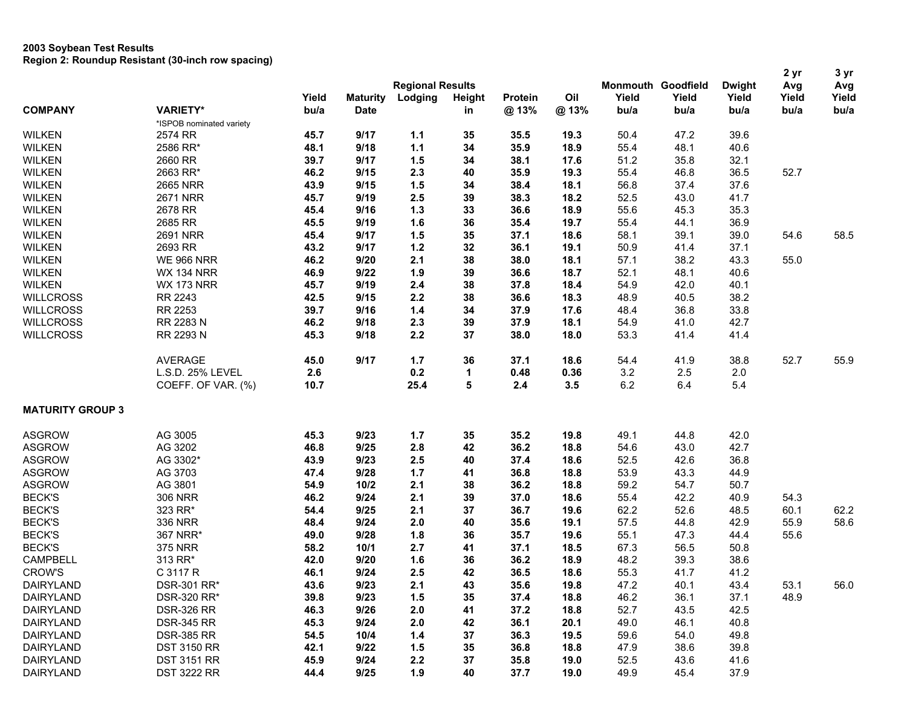**2003 Soybean Test Results**
**Region 2: Roundup Resistant (30-inch row spacing)**

| COMPANY | VARIETY* | Regional Results Yield bu/a | Maturity Date | Lodging | Height in | Protein @ 13% | Oil @ 13% | Monmouth Yield bu/a | Goodfield Yield bu/a | Dwight Yield bu/a | 2 yr Avg Yield bu/a | 3 yr Avg Yield bu/a |
|---|---|---|---|---|---|---|---|---|---|---|---|---|
| | *ISPOB nominated variety | | | | | | | | | | | |
| WILKEN | 2574 RR | **45.7** | **9/17** | **1.1** | **35** | **35.5** | **19.3** | 50.4 | 47.2 | 39.6 | | |
| WILKEN | 2586 RR* | **48.1** | **9/18** | **1.1** | **34** | **35.9** | **18.9** | 55.4 | 48.1 | 40.6 | | |
| WILKEN | 2660 RR | **39.7** | **9/17** | **1.5** | **34** | **38.1** | **17.6** | 51.2 | 35.8 | 32.1 | | |
| WILKEN | 2663 RR* | **46.2** | **9/15** | **2.3** | **40** | **35.9** | **19.3** | 55.4 | 46.8 | 36.5 | 52.7 | |
| WILKEN | 2665 NRR | **43.9** | **9/15** | **1.5** | **34** | **38.4** | **18.1** | 56.8 | 37.4 | 37.6 | | |
| WILKEN | 2671 NRR | **45.7** | **9/19** | **2.5** | **39** | **38.3** | **18.2** | 52.5 | 43.0 | 41.7 | | |
| WILKEN | 2678 RR | **45.4** | **9/16** | **1.3** | **33** | **36.6** | **18.9** | 55.6 | 45.3 | 35.3 | | |
| WILKEN | 2685 RR | **45.5** | **9/19** | **1.6** | **36** | **35.4** | **19.7** | 55.4 | 44.1 | 36.9 | | |
| WILKEN | 2691 NRR | **45.4** | **9/17** | **1.5** | **35** | **37.1** | **18.6** | 58.1 | 39.1 | 39.0 | 54.6 | 58.5 |
| WILKEN | 2693 RR | **43.2** | **9/17** | **1.2** | **32** | **36.1** | **19.1** | 50.9 | 41.4 | 37.1 | | |
| WILKEN | WE 966 NRR | **46.2** | **9/20** | **2.1** | **38** | **38.0** | **18.1** | 57.1 | 38.2 | 43.3 | 55.0 | |
| WILKEN | WX 134 NRR | **46.9** | **9/22** | **1.9** | **39** | **36.6** | **18.7** | 52.1 | 48.1 | 40.6 | | |
| WILKEN | WX 173 NRR | **45.7** | **9/19** | **2.4** | **38** | **37.8** | **18.4** | 54.9 | 42.0 | 40.1 | | |
| WILLCROSS | RR 2243 | **42.5** | **9/15** | **2.2** | **38** | **36.6** | **18.3** | 48.9 | 40.5 | 38.2 | | |
| WILLCROSS | RR 2253 | **39.7** | **9/16** | **1.4** | **34** | **37.9** | **17.6** | 48.4 | 36.8 | 33.8 | | |
| WILLCROSS | RR 2283 N | **46.2** | **9/18** | **2.3** | **39** | **37.9** | **18.1** | 54.9 | 41.0 | 42.7 | | |
| WILLCROSS | RR 2293 N | **45.3** | **9/18** | **2.2** | **37** | **38.0** | **18.0** | 53.3 | 41.4 | 41.4 | | |
| | AVERAGE | **45.0** | **9/17** | **1.7** | **36** | **37.1** | **18.6** | 54.4 | 41.9 | 38.8 | 52.7 | 55.9 |
| | L.S.D. 25% LEVEL | **2.6** | | **0.2** | **1** | **0.48** | **0.36** | 3.2 | 2.5 | 2.0 | | |
| | COEFF. OF VAR. (%) | **10.7** | | **25.4** | **5** | **2.4** | **3.5** | 6.2 | 6.4 | 5.4 | | |
| **MATURITY GROUP 3** | | | | | | | | | | | | |
| ASGROW | AG 3005 | **45.3** | **9/23** | **1.7** | **35** | **35.2** | **19.8** | 49.1 | 44.8 | 42.0 | | |
| ASGROW | AG 3202 | **46.8** | **9/25** | **2.8** | **42** | **36.2** | **18.8** | 54.6 | 43.0 | 42.7 | | |
| ASGROW | AG 3302* | **43.9** | **9/23** | **2.5** | **40** | **37.4** | **18.6** | 52.5 | 42.6 | 36.8 | | |
| ASGROW | AG 3703 | **47.4** | **9/28** | **1.7** | **41** | **36.8** | **18.8** | 53.9 | 43.3 | 44.9 | | |
| ASGROW | AG 3801 | **54.9** | **10/2** | **2.1** | **38** | **36.2** | **18.8** | 59.2 | 54.7 | 50.7 | | |
| BECK'S | 306 NRR | **46.2** | **9/24** | **2.1** | **39** | **37.0** | **18.6** | 55.4 | 42.2 | 40.9 | 54.3 | |
| BECK'S | 323 RR* | **54.4** | **9/25** | **2.1** | **37** | **36.7** | **19.6** | 62.2 | 52.6 | 48.5 | 60.1 | 62.2 |
| BECK'S | 336 NRR | **48.4** | **9/24** | **2.0** | **40** | **35.6** | **19.1** | 57.5 | 44.8 | 42.9 | 55.9 | 58.6 |
| BECK'S | 367 NRR* | **49.0** | **9/28** | **1.8** | **36** | **35.7** | **19.6** | 55.1 | 47.3 | 44.4 | 55.6 | |
| BECK'S | 375 NRR | **58.2** | **10/1** | **2.7** | **41** | **37.1** | **18.5** | 67.3 | 56.5 | 50.8 | | |
| CAMPBELL | 313 RR* | **42.0** | **9/20** | **1.6** | **36** | **36.2** | **18.9** | 48.2 | 39.3 | 38.6 | | |
| CROW'S | C 3117 R | **46.1** | **9/24** | **2.5** | **42** | **36.5** | **18.6** | 55.3 | 41.7 | 41.2 | | |
| DAIRYLAND | DSR-301 RR* | **43.6** | **9/23** | **2.1** | **43** | **35.6** | **19.8** | 47.2 | 40.1 | 43.4 | 53.1 | 56.0 |
| DAIRYLAND | DSR-320 RR* | **39.8** | **9/23** | **1.5** | **35** | **37.4** | **18.8** | 46.2 | 36.1 | 37.1 | 48.9 | |
| DAIRYLAND | DSR-326 RR | **46.3** | **9/26** | **2.0** | **41** | **37.2** | **18.8** | 52.7 | 43.5 | 42.5 | | |
| DAIRYLAND | DSR-345 RR | **45.3** | **9/24** | **2.0** | **42** | **36.1** | **20.1** | 49.0 | 46.1 | 40.8 | | |
| DAIRYLAND | DSR-385 RR | **54.5** | **10/4** | **1.4** | **37** | **36.3** | **19.5** | 59.6 | 54.0 | 49.8 | | |
| DAIRYLAND | DST 3150 RR | **42.1** | **9/22** | **1.5** | **35** | **36.8** | **18.8** | 47.9 | 38.6 | 39.8 | | |
| DAIRYLAND | DST 3151 RR | **45.9** | **9/24** | **2.2** | **37** | **35.8** | **19.0** | 52.5 | 43.6 | 41.6 | | |
| DAIRYLAND | DST 3222 RR | **44.4** | **9/25** | **1.9** | **40** | **37.7** | **19.0** | 49.9 | 45.4 | 37.9 | | |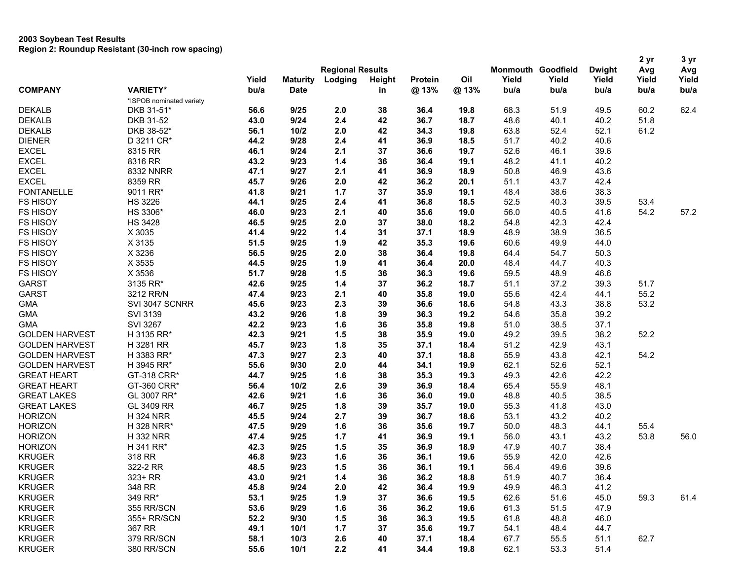**2003 Soybean Test Results**
**Region 2: Roundup Resistant (30-inch row spacing)**

| COMPANY | VARIETY* | Yield bu/a | Maturity Date | Lodging | Height in | Protein @ 13% | Oil @ 13% | Monmouth Yield bu/a | Goodfield Yield bu/a | Dwight Yield bu/a | 2 yr Avg Yield bu/a | 3 yr Avg Yield bu/a |
|---|---|---|---|---|---|---|---|---|---|---|---|---|
| | | Regional Results | | | | | | | | | | |
| | *ISPOB nominated variety | | | | | | | | | | | |
| DEKALB | DKB 31-51* | **56.6** | **9/25** | **2.0** | **38** | **36.4** | **19.8** | 68.3 | 51.9 | 49.5 | 60.2 | 62.4 |
| DEKALB | DKB 31-52 | **43.0** | **9/24** | **2.4** | **42** | **36.7** | **18.7** | 48.6 | 40.1 | 40.2 | 51.8 | |
| DEKALB | DKB 38-52* | **56.1** | **10/2** | **2.0** | **42** | **34.3** | **19.8** | 63.8 | 52.4 | 52.1 | 61.2 | |
| DIENER | D 3211 CR* | **44.2** | **9/28** | **2.4** | **41** | **36.9** | **18.5** | 51.7 | 40.2 | 40.6 | | |
| EXCEL | 8315 RR | **46.1** | **9/24** | **2.1** | **37** | **36.6** | **19.7** | 52.6 | 46.1 | 39.6 | | |
| EXCEL | 8316 RR | **43.2** | **9/23** | **1.4** | **36** | **36.4** | **19.1** | 48.2 | 41.1 | 40.2 | | |
| EXCEL | 8332 NNRR | **47.1** | **9/27** | **2.1** | **41** | **36.9** | **18.9** | 50.8 | 46.9 | 43.6 | | |
| EXCEL | 8359 RR | **45.7** | **9/26** | **2.0** | **42** | **36.2** | **20.1** | 51.1 | 43.7 | 42.4 | | |
| FONTANELLE | 9011 RR* | **41.8** | **9/21** | **1.7** | **37** | **35.9** | **19.1** | 48.4 | 38.6 | 38.3 | | |
| FS HISOY | HS 3226 | **44.1** | **9/25** | **2.4** | **41** | **36.8** | **18.5** | 52.5 | 40.3 | 39.5 | 53.4 | |
| FS HISOY | HS 3306* | **46.0** | **9/23** | **2.1** | **40** | **35.6** | **19.0** | 56.0 | 40.5 | 41.6 | 54.2 | 57.2 |
| FS HISOY | HS 3428 | **46.5** | **9/25** | **2.0** | **37** | **38.0** | **18.2** | 54.8 | 42.3 | 42.4 | | |
| FS HISOY | X 3035 | **41.4** | **9/22** | **1.4** | **31** | **37.1** | **18.9** | 48.9 | 38.9 | 36.5 | | |
| FS HISOY | X 3135 | **51.5** | **9/25** | **1.9** | **42** | **35.3** | **19.6** | 60.6 | 49.9 | 44.0 | | |
| FS HISOY | X 3236 | **56.5** | **9/25** | **2.0** | **38** | **36.4** | **19.8** | 64.4 | 54.7 | 50.3 | | |
| FS HISOY | X 3535 | **44.5** | **9/25** | **1.9** | **41** | **36.4** | **20.0** | 48.4 | 44.7 | 40.3 | | |
| FS HISOY | X 3536 | **51.7** | **9/28** | **1.5** | **36** | **36.3** | **19.6** | 59.5 | 48.9 | 46.6 | | |
| GARST | 3135 RR* | **42.6** | **9/25** | **1.4** | **37** | **36.2** | **18.7** | 51.1 | 37.2 | 39.3 | 51.7 | |
| GARST | 3212 RR/N | **47.4** | **9/23** | **2.1** | **40** | **35.8** | **19.0** | 55.6 | 42.4 | 44.1 | 55.2 | |
| GMA | SVI 3047 SCNRR | **45.6** | **9/23** | **2.3** | **39** | **36.6** | **18.6** | 54.8 | 43.3 | 38.8 | 53.2 | |
| GMA | SVI 3139 | **43.2** | **9/26** | **1.8** | **39** | **36.3** | **19.2** | 54.6 | 35.8 | 39.2 | | |
| GMA | SVI 3267 | **42.2** | **9/23** | **1.6** | **36** | **35.8** | **19.8** | 51.0 | 38.5 | 37.1 | | |
| GOLDEN HARVEST | H 3135 RR* | **42.3** | **9/21** | **1.5** | **38** | **35.9** | **19.0** | 49.2 | 39.5 | 38.2 | 52.2 | |
| GOLDEN HARVEST | H 3281 RR | **45.7** | **9/23** | **1.8** | **35** | **37.1** | **18.4** | 51.2 | 42.9 | 43.1 | | |
| GOLDEN HARVEST | H 3383 RR* | **47.3** | **9/27** | **2.3** | **40** | **37.1** | **18.8** | 55.9 | 43.8 | 42.1 | 54.2 | |
| GOLDEN HARVEST | H 3945 RR* | **55.6** | **9/30** | **2.0** | **44** | **34.1** | **19.9** | 62.1 | 52.6 | 52.1 | | |
| GREAT HEART | GT-318 CRR* | **44.7** | **9/25** | **1.6** | **38** | **35.3** | **19.3** | 49.3 | 42.6 | 42.2 | | |
| GREAT HEART | GT-360 CRR* | **56.4** | **10/2** | **2.6** | **39** | **36.9** | **18.4** | 65.4 | 55.9 | 48.1 | | |
| GREAT LAKES | GL 3007 RR* | **42.6** | **9/21** | **1.6** | **36** | **36.0** | **19.0** | 48.8 | 40.5 | 38.5 | | |
| GREAT LAKES | GL 3409 RR | **46.7** | **9/25** | **1.8** | **39** | **35.7** | **19.0** | 55.3 | 41.8 | 43.0 | | |
| HORIZON | H 324 NRR | **45.5** | **9/24** | **2.7** | **39** | **36.7** | **18.6** | 53.1 | 43.2 | 40.2 | | |
| HORIZON | H 328 NRR* | **47.5** | **9/29** | **1.6** | **36** | **35.6** | **19.7** | 50.0 | 48.3 | 44.1 | 55.4 | |
| HORIZON | H 332 NRR | **47.4** | **9/25** | **1.7** | **41** | **36.9** | **19.1** | 56.0 | 43.1 | 43.2 | 53.8 | 56.0 |
| HORIZON | H 341 RR* | **42.3** | **9/25** | **1.5** | **35** | **36.9** | **18.9** | 47.9 | 40.7 | 38.4 | | |
| KRUGER | 318 RR | **46.8** | **9/23** | **1.6** | **36** | **36.1** | **19.6** | 55.9 | 42.0 | 42.6 | | |
| KRUGER | 322-2 RR | **48.5** | **9/23** | **1.5** | **36** | **36.1** | **19.1** | 56.4 | 49.6 | 39.6 | | |
| KRUGER | 323+ RR | **43.0** | **9/21** | **1.4** | **36** | **36.2** | **18.8** | 51.9 | 40.7 | 36.4 | | |
| KRUGER | 348 RR | **45.8** | **9/24** | **2.0** | **42** | **36.4** | **19.9** | 49.9 | 46.3 | 41.2 | | |
| KRUGER | 349 RR* | **53.1** | **9/25** | **1.9** | **37** | **36.6** | **19.5** | 62.6 | 51.6 | 45.0 | 59.3 | 61.4 |
| KRUGER | 355 RR/SCN | **53.6** | **9/29** | **1.6** | **36** | **36.2** | **19.6** | 61.3 | 51.5 | 47.9 | | |
| KRUGER | 355+ RR/SCN | **52.2** | **9/30** | **1.5** | **36** | **36.3** | **19.5** | 61.8 | 48.8 | 46.0 | | |
| KRUGER | 367 RR | **49.1** | **10/1** | **1.7** | **37** | **35.6** | **19.7** | 54.1 | 48.4 | 44.7 | | |
| KRUGER | 379 RR/SCN | **58.1** | **10/3** | **2.6** | **40** | **37.1** | **18.4** | 67.7 | 55.5 | 51.1 | 62.7 | |
| KRUGER | 380 RR/SCN | **55.6** | **10/1** | **2.2** | **41** | **34.4** | **19.8** | 62.1 | 53.3 | 51.4 | | |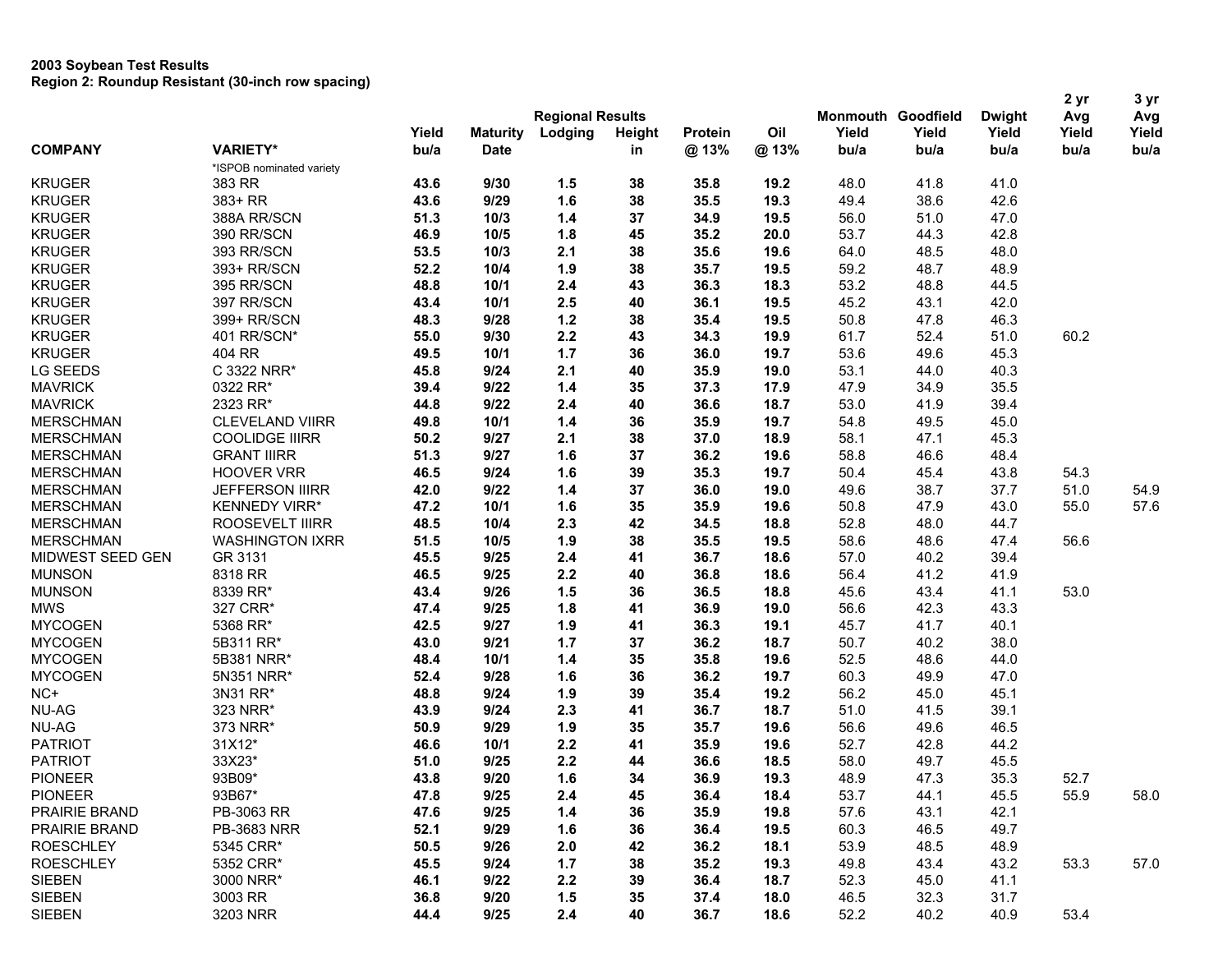**2003 Soybean Test Results**
**Region 2: Roundup Resistant (30-inch row spacing)**

| COMPANY | VARIETY* | Yield bu/a | Maturity Date | Regional Results Lodging | Height in | Protein @ 13% | Oil @ 13% | Monmouth Yield bu/a | Goodfield Yield bu/a | Dwight Yield bu/a | 2 yr Avg Yield bu/a | 3 yr Avg Yield bu/a |
|---|---|---|---|---|---|---|---|---|---|---|---|---|
| | *ISPOB nominated variety | | | | | | | | | | | |
| KRUGER | 383 RR | **43.6** | **9/30** | **1.5** | **38** | **35.8** | **19.2** | 48.0 | 41.8 | 41.0 | | |
| KRUGER | 383+ RR | **43.6** | **9/29** | **1.6** | **38** | **35.5** | **19.3** | 49.4 | 38.6 | 42.6 | | |
| KRUGER | 388A RR/SCN | **51.3** | **10/3** | **1.4** | **37** | **34.9** | **19.5** | 56.0 | 51.0 | 47.0 | | |
| KRUGER | 390 RR/SCN | **46.9** | **10/5** | **1.8** | **45** | **35.2** | **20.0** | 53.7 | 44.3 | 42.8 | | |
| KRUGER | 393 RR/SCN | **53.5** | **10/3** | **2.1** | **38** | **35.6** | **19.6** | 64.0 | 48.5 | 48.0 | | |
| KRUGER | 393+ RR/SCN | **52.2** | **10/4** | **1.9** | **38** | **35.7** | **19.5** | 59.2 | 48.7 | 48.9 | | |
| KRUGER | 395 RR/SCN | **48.8** | **10/1** | **2.4** | **43** | **36.3** | **18.3** | 53.2 | 48.8 | 44.5 | | |
| KRUGER | 397 RR/SCN | **43.4** | **10/1** | **2.5** | **40** | **36.1** | **19.5** | 45.2 | 43.1 | 42.0 | | |
| KRUGER | 399+ RR/SCN | **48.3** | **9/28** | **1.2** | **38** | **35.4** | **19.5** | 50.8 | 47.8 | 46.3 | | |
| KRUGER | 401 RR/SCN* | **55.0** | **9/30** | **2.2** | **43** | **34.3** | **19.9** | 61.7 | 52.4 | 51.0 | 60.2 | |
| KRUGER | 404 RR | **49.5** | **10/1** | **1.7** | **36** | **36.0** | **19.7** | 53.6 | 49.6 | 45.3 | | |
| LG SEEDS | C 3322 NRR* | **45.8** | **9/24** | **2.1** | **40** | **35.9** | **19.0** | 53.1 | 44.0 | 40.3 | | |
| MAVRICK | 0322 RR* | **39.4** | **9/22** | **1.4** | **35** | **37.3** | **17.9** | 47.9 | 34.9 | 35.5 | | |
| MAVRICK | 2323 RR* | **44.8** | **9/22** | **2.4** | **40** | **36.6** | **18.7** | 53.0 | 41.9 | 39.4 | | |
| MERSCHMAN | CLEVELAND VIIRR | **49.8** | **10/1** | **1.4** | **36** | **35.9** | **19.7** | 54.8 | 49.5 | 45.0 | | |
| MERSCHMAN | COOLIDGE IIIRR | **50.2** | **9/27** | **2.1** | **38** | **37.0** | **18.9** | 58.1 | 47.1 | 45.3 | | |
| MERSCHMAN | GRANT IIIRR | **51.3** | **9/27** | **1.6** | **37** | **36.2** | **19.6** | 58.8 | 46.6 | 48.4 | | |
| MERSCHMAN | HOOVER VRR | **46.5** | **9/24** | **1.6** | **39** | **35.3** | **19.7** | 50.4 | 45.4 | 43.8 | 54.3 | |
| MERSCHMAN | JEFFERSON IIIRR | **42.0** | **9/22** | **1.4** | **37** | **36.0** | **19.0** | 49.6 | 38.7 | 37.7 | 51.0 | 54.9 |
| MERSCHMAN | KENNEDY VIRR* | **47.2** | **10/1** | **1.6** | **35** | **35.9** | **19.6** | 50.8 | 47.9 | 43.0 | 55.0 | 57.6 |
| MERSCHMAN | ROOSEVELT IIIRR | **48.5** | **10/4** | **2.3** | **42** | **34.5** | **18.8** | 52.8 | 48.0 | 44.7 | | |
| MERSCHMAN | WASHINGTON IXRR | **51.5** | **10/5** | **1.9** | **38** | **35.5** | **19.5** | 58.6 | 48.6 | 47.4 | 56.6 | |
| MIDWEST SEED GEN | GR 3131 | **45.5** | **9/25** | **2.4** | **41** | **36.7** | **18.6** | 57.0 | 40.2 | 39.4 | | |
| MUNSON | 8318 RR | **46.5** | **9/25** | **2.2** | **40** | **36.8** | **18.6** | 56.4 | 41.2 | 41.9 | | |
| MUNSON | 8339 RR* | **43.4** | **9/26** | **1.5** | **36** | **36.5** | **18.8** | 45.6 | 43.4 | 41.1 | 53.0 | |
| MWS | 327 CRR* | **47.4** | **9/25** | **1.8** | **41** | **36.9** | **19.0** | 56.6 | 42.3 | 43.3 | | |
| MYCOGEN | 5368 RR* | **42.5** | **9/27** | **1.9** | **41** | **36.3** | **19.1** | 45.7 | 41.7 | 40.1 | | |
| MYCOGEN | 5B311 RR* | **43.0** | **9/21** | **1.7** | **37** | **36.2** | **18.7** | 50.7 | 40.2 | 38.0 | | |
| MYCOGEN | 5B381 NRR* | **48.4** | **10/1** | **1.4** | **35** | **35.8** | **19.6** | 52.5 | 48.6 | 44.0 | | |
| MYCOGEN | 5N351 NRR* | **52.4** | **9/28** | **1.6** | **36** | **36.2** | **19.7** | 60.3 | 49.9 | 47.0 | | |
| NC+ | 3N31 RR* | **48.8** | **9/24** | **1.9** | **39** | **35.4** | **19.2** | 56.2 | 45.0 | 45.1 | | |
| NU-AG | 323 NRR* | **43.9** | **9/24** | **2.3** | **41** | **36.7** | **18.7** | 51.0 | 41.5 | 39.1 | | |
| NU-AG | 373 NRR* | **50.9** | **9/29** | **1.9** | **35** | **35.7** | **19.6** | 56.6 | 49.6 | 46.5 | | |
| PATRIOT | 31X12* | **46.6** | **10/1** | **2.2** | **41** | **35.9** | **19.6** | 52.7 | 42.8 | 44.2 | | |
| PATRIOT | 33X23* | **51.0** | **9/25** | **2.2** | **44** | **36.6** | **18.5** | 58.0 | 49.7 | 45.5 | | |
| PIONEER | 93B09* | **43.8** | **9/20** | **1.6** | **34** | **36.9** | **19.3** | 48.9 | 47.3 | 35.3 | 52.7 | |
| PIONEER | 93B67* | **47.8** | **9/25** | **2.4** | **45** | **36.4** | **18.4** | 53.7 | 44.1 | 45.5 | 55.9 | 58.0 |
| PRAIRIE BRAND | PB-3063 RR | **47.6** | **9/25** | **1.4** | **36** | **35.9** | **19.8** | 57.6 | 43.1 | 42.1 | | |
| PRAIRIE BRAND | PB-3683 NRR | **52.1** | **9/29** | **1.6** | **36** | **36.4** | **19.5** | 60.3 | 46.5 | 49.7 | | |
| ROESCHLEY | 5345 CRR* | **50.5** | **9/26** | **2.0** | **42** | **36.2** | **18.1** | 53.9 | 48.5 | 48.9 | | |
| ROESCHLEY | 5352 CRR* | **45.5** | **9/24** | **1.7** | **38** | **35.2** | **19.3** | 49.8 | 43.4 | 43.2 | 53.3 | 57.0 |
| SIEBEN | 3000 NRR* | **46.1** | **9/22** | **2.2** | **39** | **36.4** | **18.7** | 52.3 | 45.0 | 41.1 | | |
| SIEBEN | 3003 RR | **36.8** | **9/20** | **1.5** | **35** | **37.4** | **18.0** | 46.5 | 32.3 | 31.7 | | |
| SIEBEN | 3203 NRR | **44.4** | **9/25** | **2.4** | **40** | **36.7** | **18.6** | 52.2 | 40.2 | 40.9 | 53.4 | |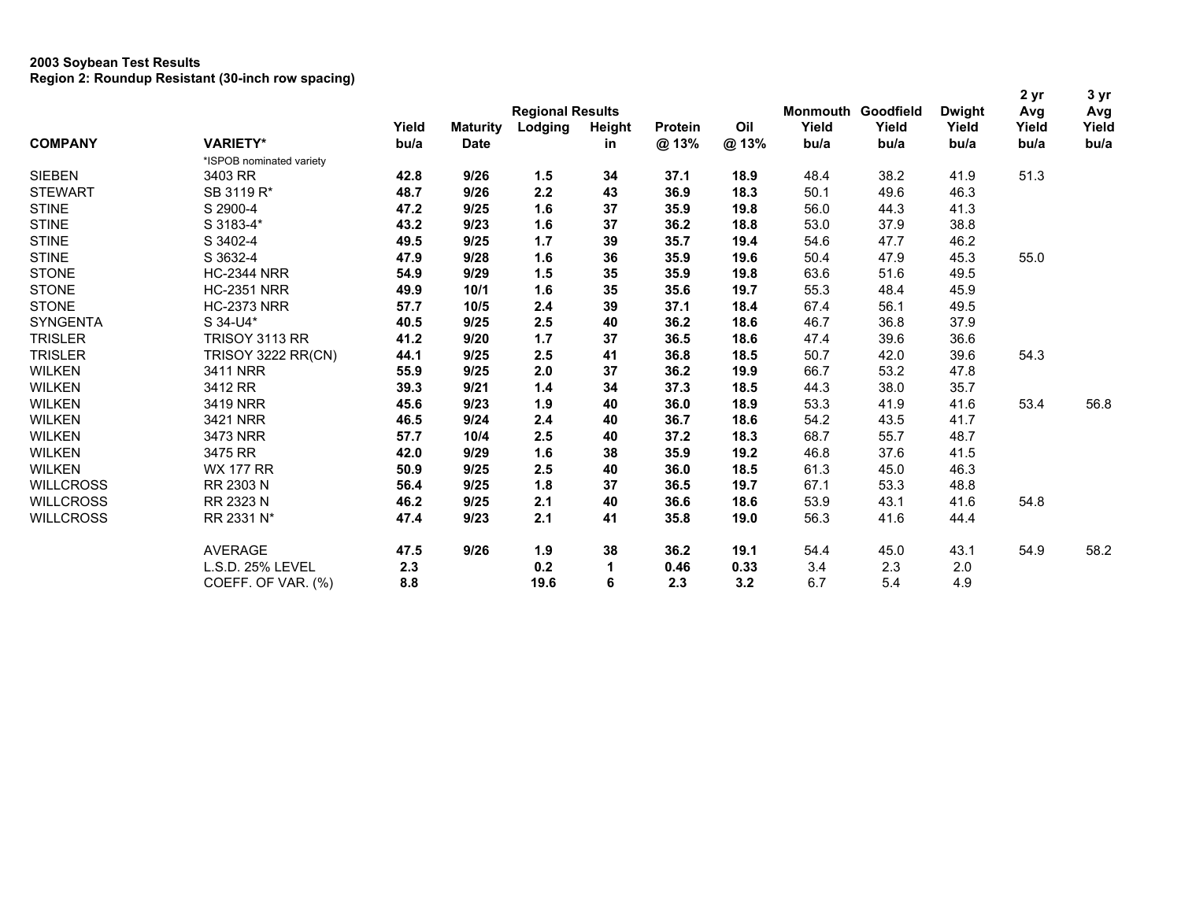**2003 Soybean Test Results**
**Region 2: Roundup Resistant (30-inch row spacing)**

| COMPANY | VARIETY* | Regional Results Yield bu/a | Maturity Date | Lodging | Height in | Protein @ 13% | Oil @ 13% | Monmouth Yield bu/a | Goodfield Yield bu/a | Dwight Yield bu/a | 2 yr Avg Yield bu/a | 3 yr Avg Yield bu/a |
|---|---|---|---|---|---|---|---|---|---|---|---|---|
| | *ISPOB nominated variety | | | | | | | | | | | |
| SIEBEN | 3403 RR | **42.8** | **9/26** | **1.5** | **34** | **37.1** | **18.9** | 48.4 | 38.2 | 41.9 | 51.3 | |
| STEWART | SB 3119 R* | **48.7** | **9/26** | **2.2** | **43** | **36.9** | **18.3** | 50.1 | 49.6 | 46.3 | | |
| STINE | S 2900-4 | **47.2** | **9/25** | **1.6** | **37** | **35.9** | **19.8** | 56.0 | 44.3 | 41.3 | | |
| STINE | S 3183-4* | **43.2** | **9/23** | **1.6** | **37** | **36.2** | **18.8** | 53.0 | 37.9 | 38.8 | | |
| STINE | S 3402-4 | **49.5** | **9/25** | **1.7** | **39** | **35.7** | **19.4** | 54.6 | 47.7 | 46.2 | | |
| STINE | S 3632-4 | **47.9** | **9/28** | **1.6** | **36** | **35.9** | **19.6** | 50.4 | 47.9 | 45.3 | 55.0 | |
| STONE | HC-2344 NRR | **54.9** | **9/29** | **1.5** | **35** | **35.9** | **19.8** | 63.6 | 51.6 | 49.5 | | |
| STONE | HC-2351 NRR | **49.9** | **10/1** | **1.6** | **35** | **35.6** | **19.7** | 55.3 | 48.4 | 45.9 | | |
| STONE | HC-2373 NRR | **57.7** | **10/5** | **2.4** | **39** | **37.1** | **18.4** | 67.4 | 56.1 | 49.5 | | |
| SYNGENTA | S 34-U4* | **40.5** | **9/25** | **2.5** | **40** | **36.2** | **18.6** | 46.7 | 36.8 | 37.9 | | |
| TRISLER | TRISOY 3113 RR | **41.2** | **9/20** | **1.7** | **37** | **36.5** | **18.6** | 47.4 | 39.6 | 36.6 | | |
| TRISLER | TRISOY 3222 RR(CN) | **44.1** | **9/25** | **2.5** | **41** | **36.8** | **18.5** | 50.7 | 42.0 | 39.6 | 54.3 | |
| WILKEN | 3411 NRR | **55.9** | **9/25** | **2.0** | **37** | **36.2** | **19.9** | 66.7 | 53.2 | 47.8 | | |
| WILKEN | 3412 RR | **39.3** | **9/21** | **1.4** | **34** | **37.3** | **18.5** | 44.3 | 38.0 | 35.7 | | |
| WILKEN | 3419 NRR | **45.6** | **9/23** | **1.9** | **40** | **36.0** | **18.9** | 53.3 | 41.9 | 41.6 | 53.4 | 56.8 |
| WILKEN | 3421 NRR | **46.5** | **9/24** | **2.4** | **40** | **36.7** | **18.6** | 54.2 | 43.5 | 41.7 | | |
| WILKEN | 3473 NRR | **57.7** | **10/4** | **2.5** | **40** | **37.2** | **18.3** | 68.7 | 55.7 | 48.7 | | |
| WILKEN | 3475 RR | **42.0** | **9/29** | **1.6** | **38** | **35.9** | **19.2** | 46.8 | 37.6 | 41.5 | | |
| WILKEN | WX 177 RR | **50.9** | **9/25** | **2.5** | **40** | **36.0** | **18.5** | 61.3 | 45.0 | 46.3 | | |
| WILLCROSS | RR 2303 N | **56.4** | **9/25** | **1.8** | **37** | **36.5** | **19.7** | 67.1 | 53.3 | 48.8 | | |
| WILLCROSS | RR 2323 N | **46.2** | **9/25** | **2.1** | **40** | **36.6** | **18.6** | 53.9 | 43.1 | 41.6 | 54.8 | |
| WILLCROSS | RR 2331 N* | **47.4** | **9/23** | **2.1** | **41** | **35.8** | **19.0** | 56.3 | 41.6 | 44.4 | | |
| | AVERAGE | **47.5** | **9/26** | **1.9** | **38** | **36.2** | **19.1** | 54.4 | 45.0 | 43.1 | 54.9 | 58.2 |
| | L.S.D. 25% LEVEL | **2.3** | | **0.2** | **1** | **0.46** | **0.33** | 3.4 | 2.3 | 2.0 | | |
| | COEFF. OF VAR. (%) | **8.8** | | **19.6** | **6** | **2.3** | **3.2** | 6.7 | 5.4 | 4.9 | | |